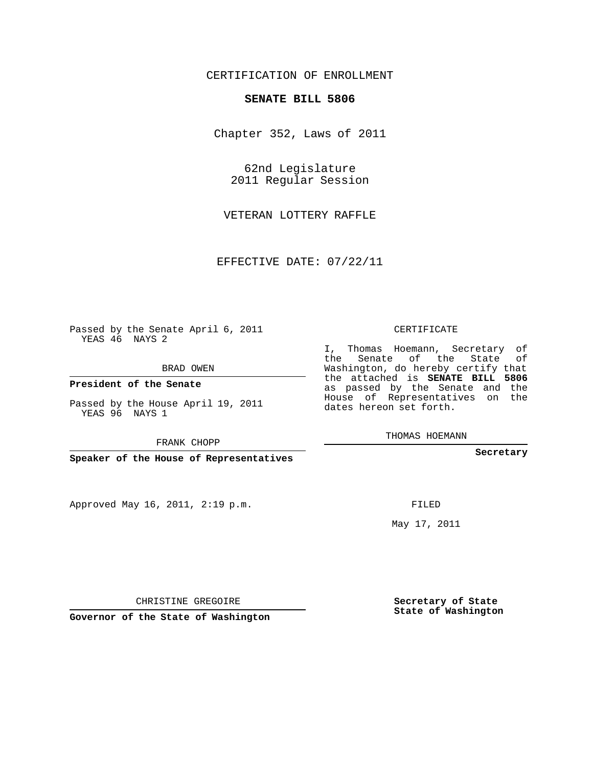CERTIFICATION OF ENROLLMENT

**SENATE BILL 5806**

Chapter 352, Laws of 2011

62nd Legislature
2011 Regular Session

VETERAN LOTTERY RAFFLE

EFFECTIVE DATE: 07/22/11

Passed by the Senate April 6, 2011
YEAS 46 NAYS 2

BRAD OWEN

**President of the Senate**

Passed by the House April 19, 2011
YEAS 96 NAYS 1

FRANK CHOPP

**Speaker of the House of Representatives**

CERTIFICATE

I, Thomas Hoemann, Secretary of the Senate of the State of Washington, do hereby certify that the attached is **SENATE BILL 5806** as passed by the Senate and the House of Representatives on the dates hereon set forth.

THOMAS HOEMANN

**Secretary**

Approved May 16, 2011, 2:19 p.m.

FILED

May 17, 2011

CHRISTINE GREGOIRE

**Governor of the State of Washington**

**Secretary of State**
**State of Washington**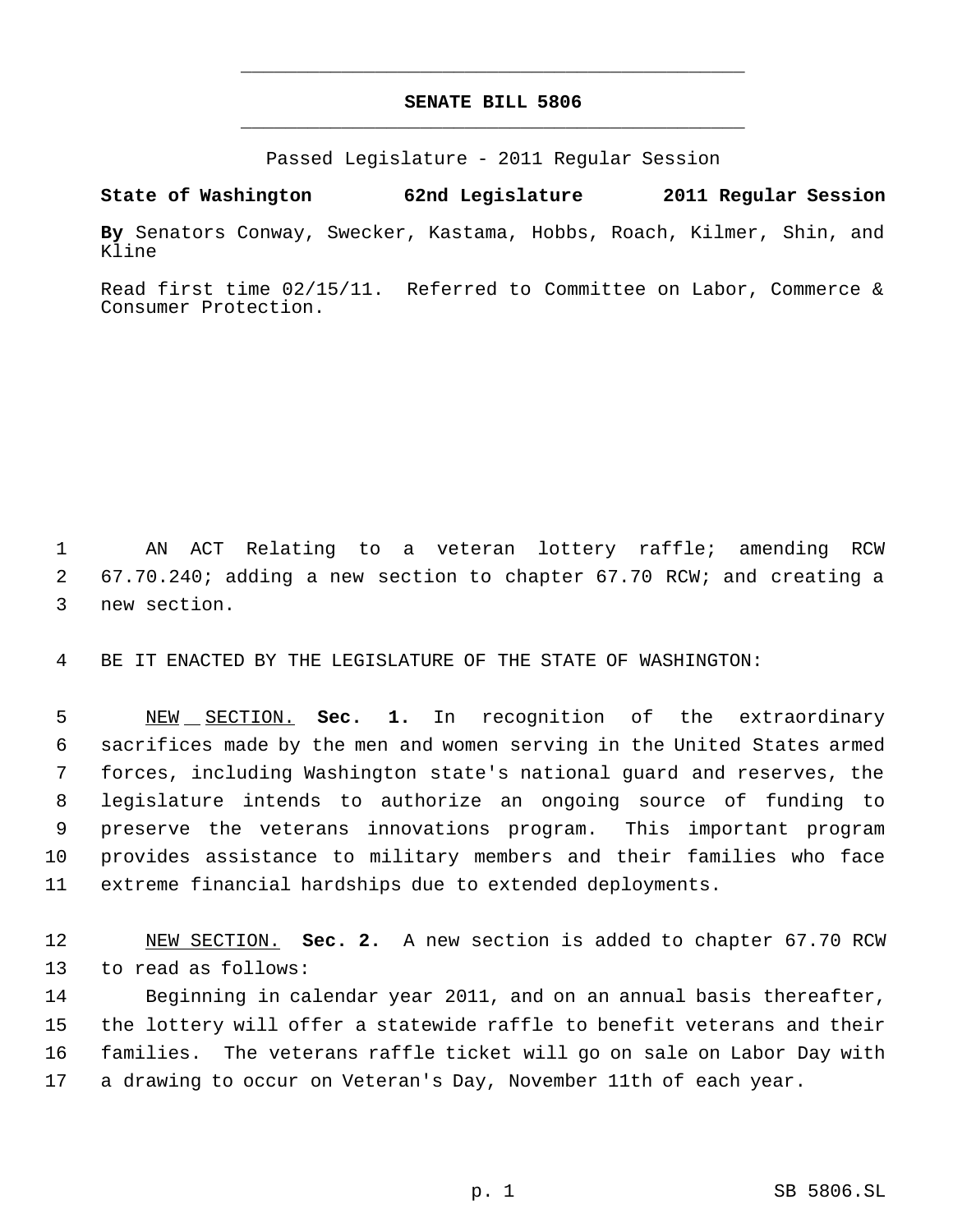# SENATE BILL 5806

Passed Legislature - 2011 Regular Session

**State of Washington 62nd Legislature 2011 Regular Session**

**By** Senators Conway, Swecker, Kastama, Hobbs, Roach, Kilmer, Shin, and Kline

Read first time 02/15/11. Referred to Committee on Labor, Commerce & Consumer Protection.

AN ACT Relating to a veteran lottery raffle; amending RCW 67.70.240; adding a new section to chapter 67.70 RCW; and creating a new section.

BE IT ENACTED BY THE LEGISLATURE OF THE STATE OF WASHINGTON:

NEW SECTION. **Sec. 1.** In recognition of the extraordinary sacrifices made by the men and women serving in the United States armed forces, including Washington state's national guard and reserves, the legislature intends to authorize an ongoing source of funding to preserve the veterans innovations program. This important program provides assistance to military members and their families who face extreme financial hardships due to extended deployments.

NEW SECTION. **Sec. 2.** A new section is added to chapter 67.70 RCW to read as follows:

Beginning in calendar year 2011, and on an annual basis thereafter, the lottery will offer a statewide raffle to benefit veterans and their families. The veterans raffle ticket will go on sale on Labor Day with a drawing to occur on Veteran's Day, November 11th of each year.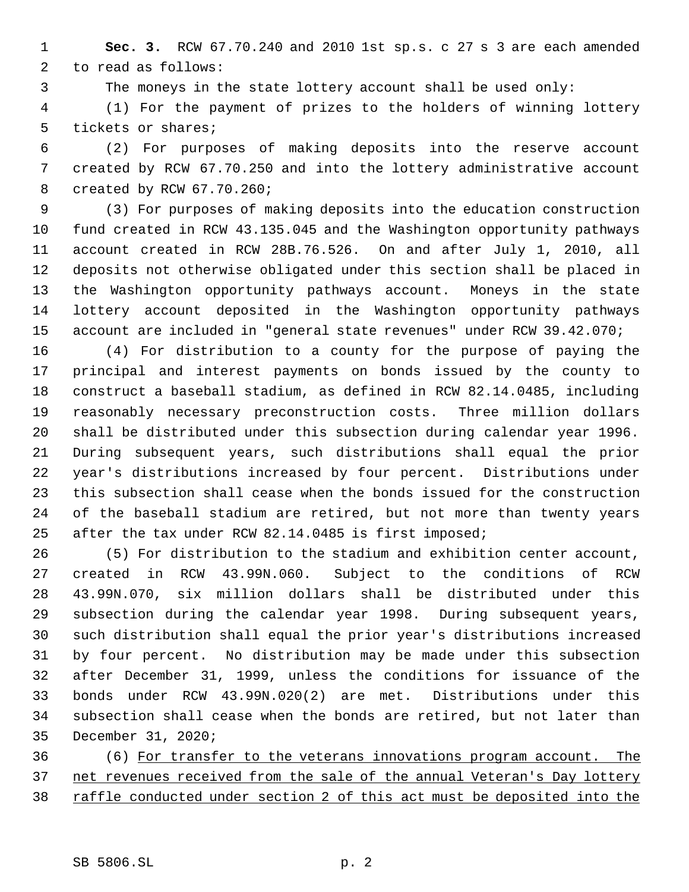**Sec. 3.** RCW 67.70.240 and 2010 1st sp.s. c 27 s 3 are each amended to read as follows:

The moneys in the state lottery account shall be used only:

(1) For the payment of prizes to the holders of winning lottery tickets or shares;

(2) For purposes of making deposits into the reserve account created by RCW 67.70.250 and into the lottery administrative account created by RCW 67.70.260;

(3) For purposes of making deposits into the education construction fund created in RCW 43.135.045 and the Washington opportunity pathways account created in RCW 28B.76.526. On and after July 1, 2010, all deposits not otherwise obligated under this section shall be placed in the Washington opportunity pathways account. Moneys in the state lottery account deposited in the Washington opportunity pathways account are included in "general state revenues" under RCW 39.42.070;

(4) For distribution to a county for the purpose of paying the principal and interest payments on bonds issued by the county to construct a baseball stadium, as defined in RCW 82.14.0485, including reasonably necessary preconstruction costs. Three million dollars shall be distributed under this subsection during calendar year 1996. During subsequent years, such distributions shall equal the prior year's distributions increased by four percent. Distributions under this subsection shall cease when the bonds issued for the construction of the baseball stadium are retired, but not more than twenty years after the tax under RCW 82.14.0485 is first imposed;

(5) For distribution to the stadium and exhibition center account, created in RCW 43.99N.060. Subject to the conditions of RCW 43.99N.070, six million dollars shall be distributed under this subsection during the calendar year 1998. During subsequent years, such distribution shall equal the prior year's distributions increased by four percent. No distribution may be made under this subsection after December 31, 1999, unless the conditions for issuance of the bonds under RCW 43.99N.020(2) are met. Distributions under this subsection shall cease when the bonds are retired, but not later than December 31, 2020;

(6) <u>For transfer to the veterans innovations program account. The net revenues received from the sale of the annual Veteran's Day lottery raffle conducted under section 2 of this act must be deposited into the</u>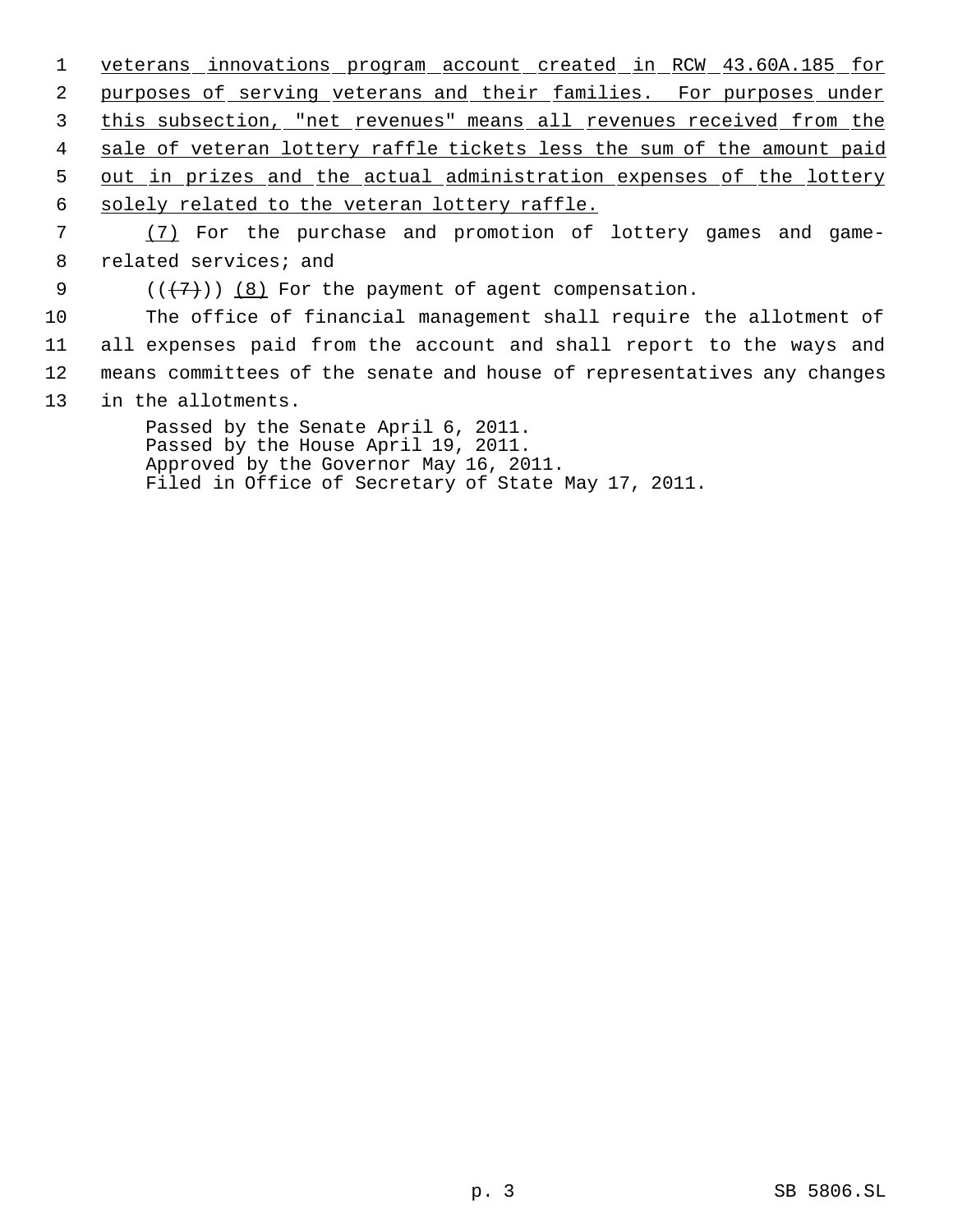veterans innovations program account created in RCW 43.60A.185 for purposes of serving veterans and their families. For purposes under this subsection, "net revenues" means all revenues received from the sale of veteran lottery raffle tickets less the sum of the amount paid out in prizes and the actual administration expenses of the lottery solely related to the veteran lottery raffle.

(7) For the purchase and promotion of lottery games and game-related services; and

((~~(7)~~)) (8) For the payment of agent compensation.

The office of financial management shall require the allotment of all expenses paid from the account and shall report to the ways and means committees of the senate and house of representatives any changes in the allotments.

Passed by the Senate April 6, 2011.
Passed by the House April 19, 2011.
Approved by the Governor May 16, 2011.
Filed in Office of Secretary of State May 17, 2011.